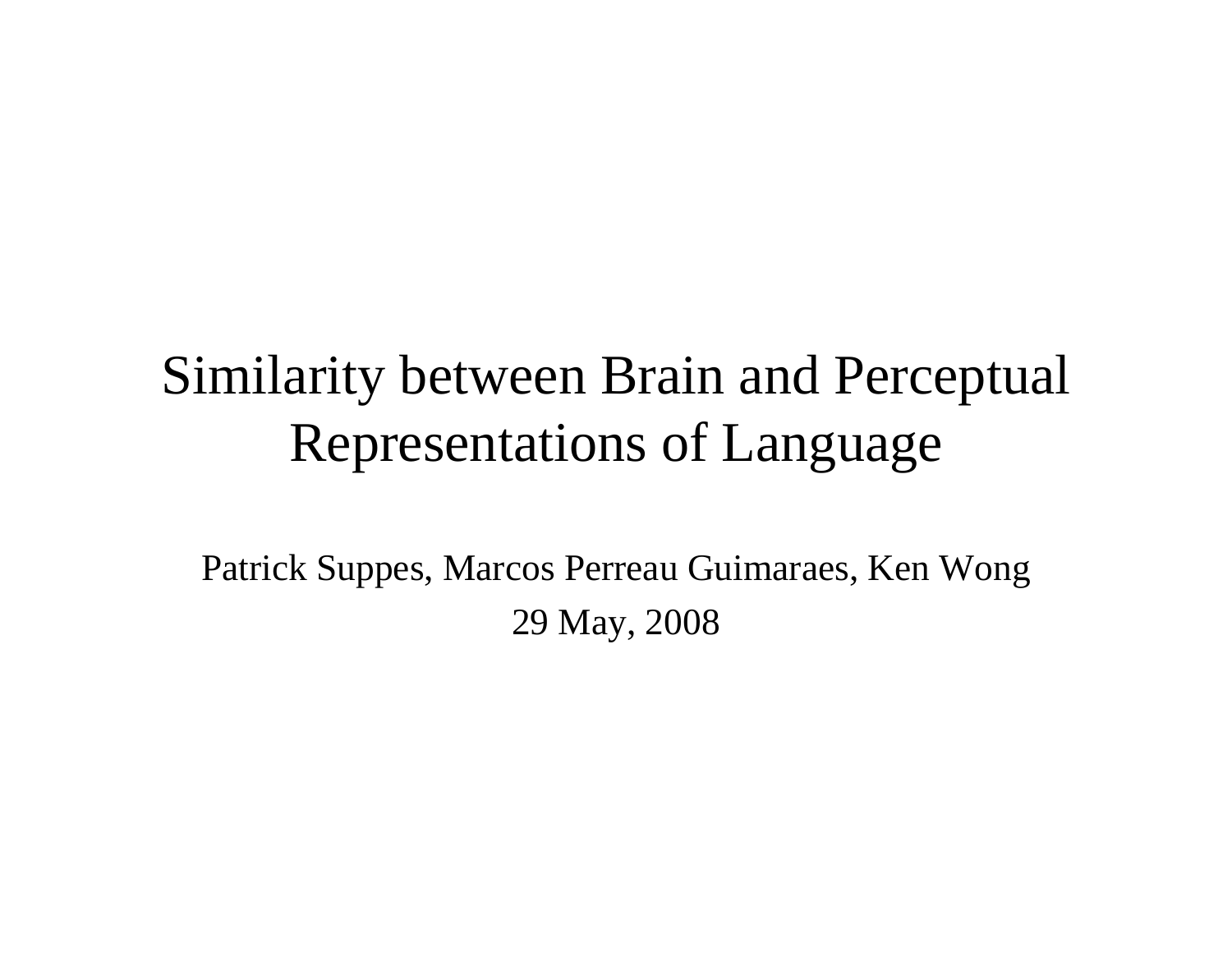# Similarity between Brain and Perceptual Representations of Language

Patrick Suppes, Marcos Perreau Guimaraes, Ken Wong

29 May, 2008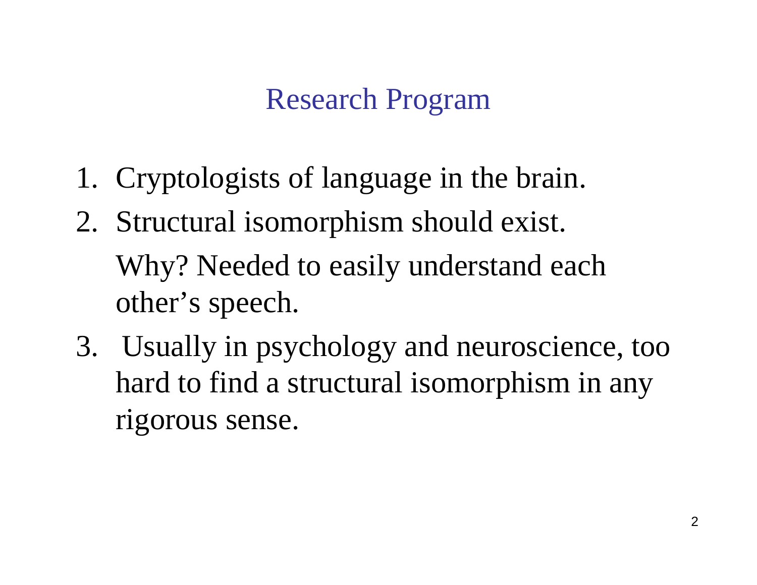# Research Program

1. Cryptologists of language in the brain.
2. Structural isomorphism should exist.

   Why? Needed to easily understand each other's speech.
3. Usually in psychology and neuroscience, too hard to find a structural isomorphism in any rigorous sense.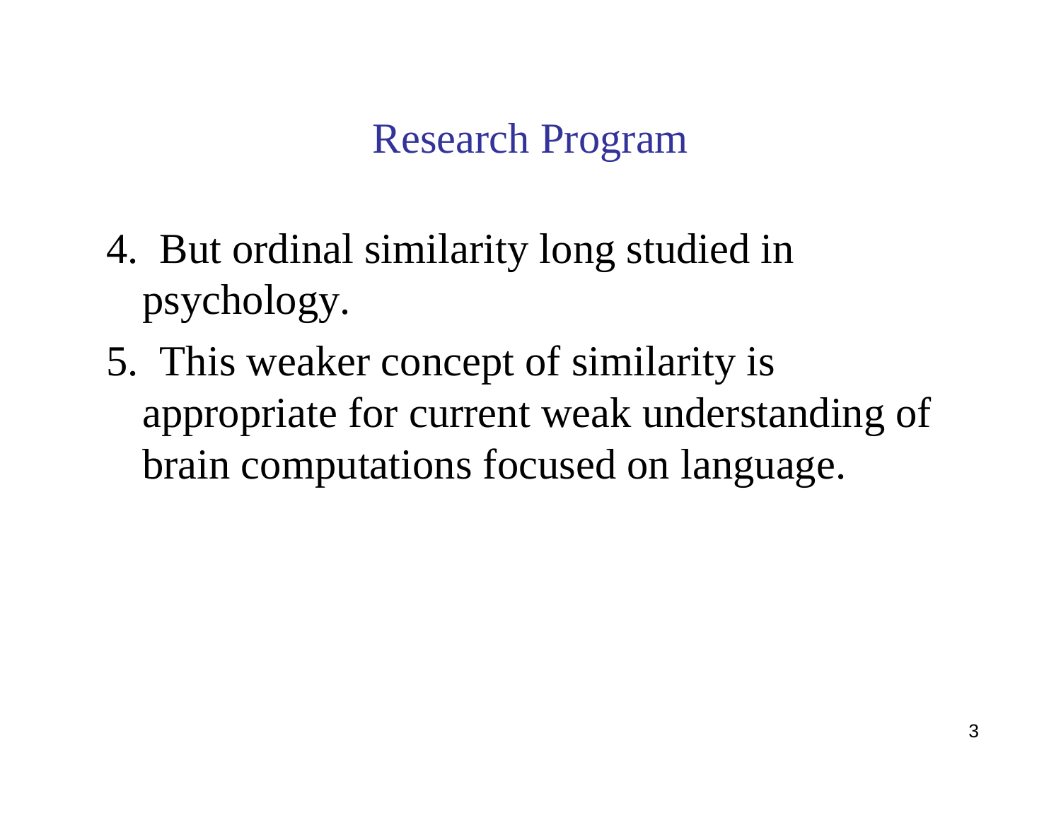# Research Program

4. But ordinal similarity long studied in psychology.
5. This weaker concept of similarity is appropriate for current weak understanding of brain computations focused on language.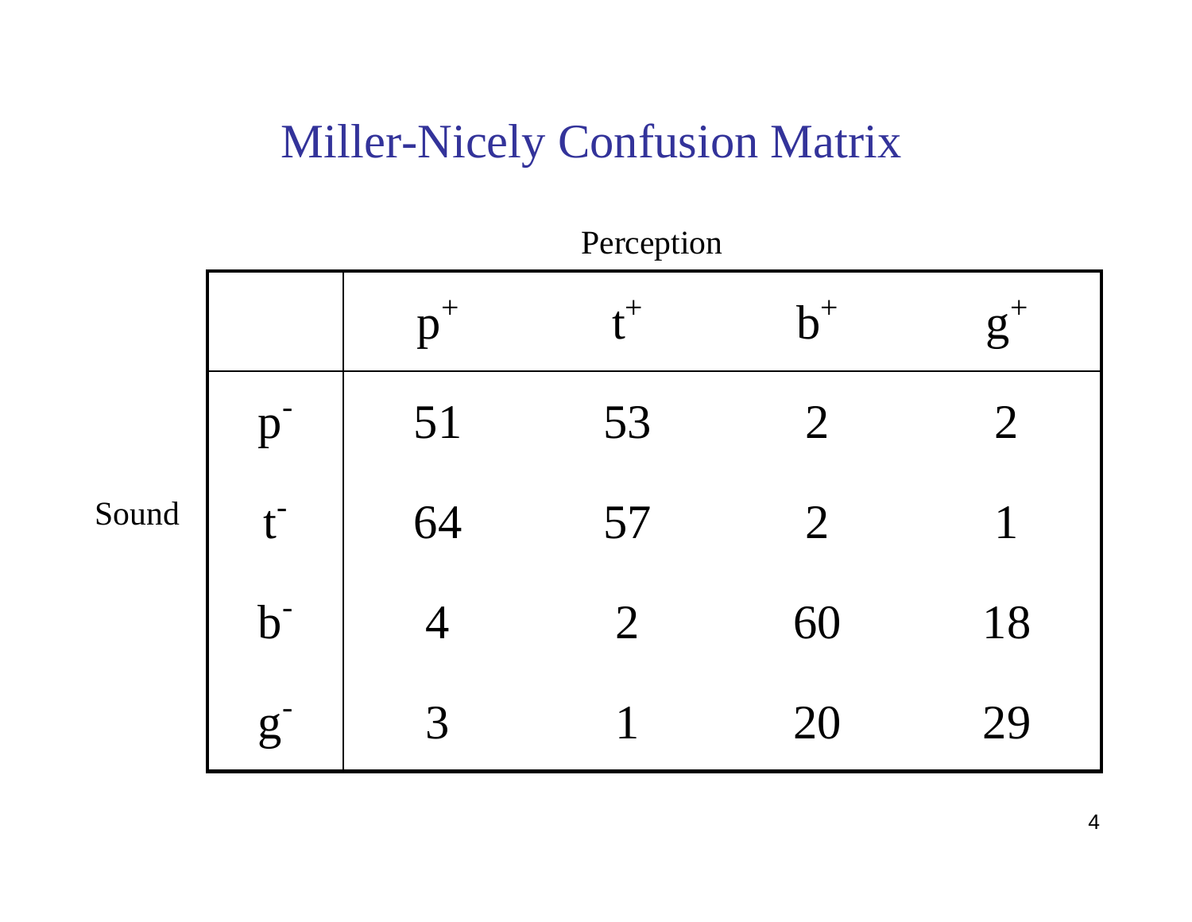# Miller-Nicely Confusion Matrix

Perception

| Sound | | $p^+$ | $t^+$ | $b^+$ | $g^+$ |
|---|---|---|---|---|---|
| | $p^-$ | 51 | 53 | 2 | 2 |
| | $t^-$ | 64 | 57 | 2 | 1 |
| | $b^-$ | 4 | 2 | 60 | 18 |
| | $g^-$ | 3 | 1 | 20 | 29 |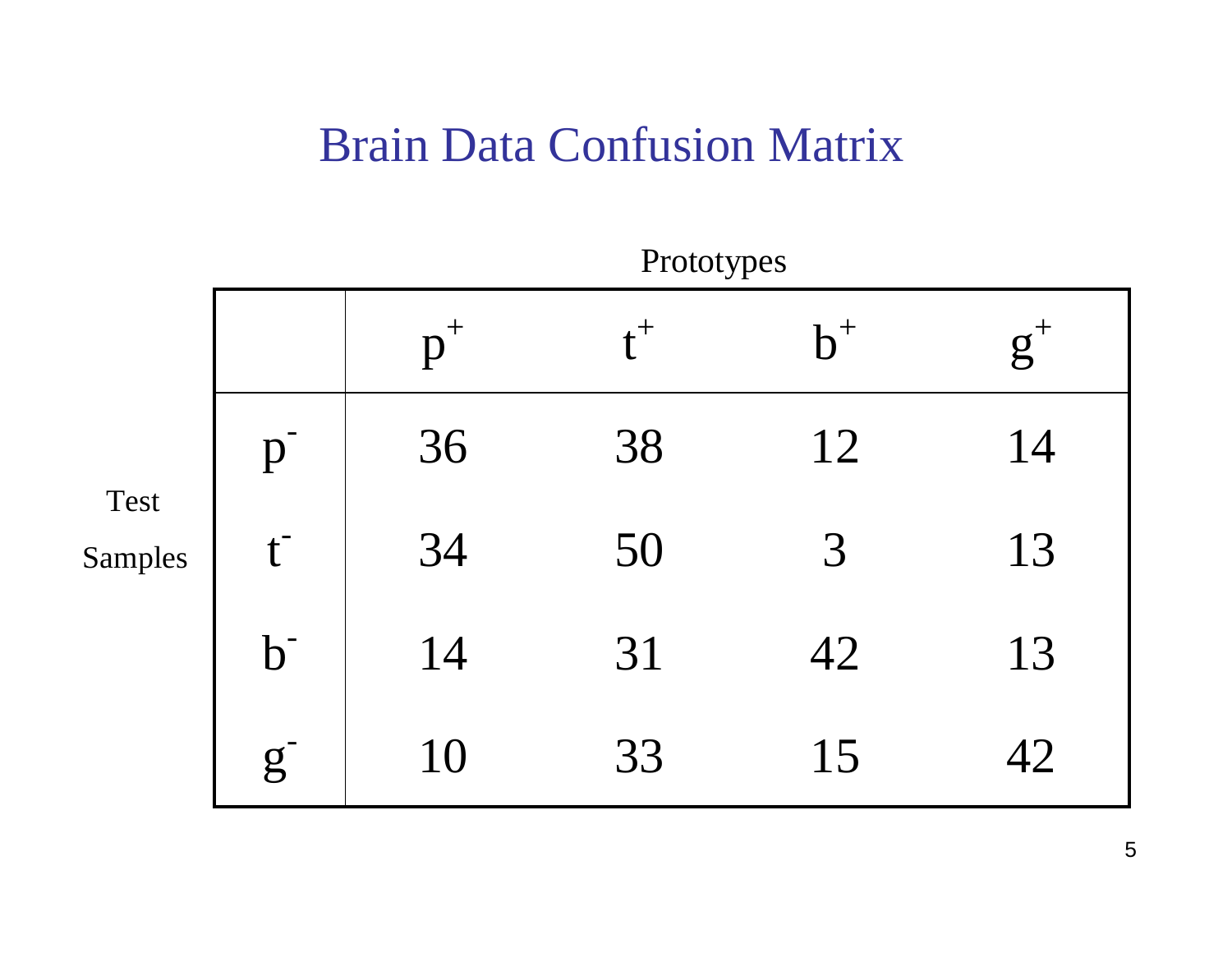# Brain Data Confusion Matrix

Prototypes (columns) / Test Samples (rows)

| | $p^+$ | $t^+$ | $b^+$ | $g^+$ |
|---|---|---|---|---|
| $p^-$ | 36 | 38 | 12 | 14 |
| $t^-$ | 34 | 50 | 3 | 13 |
| $b^-$ | 14 | 31 | 42 | 13 |
| $g^-$ | 10 | 33 | 15 | 42 |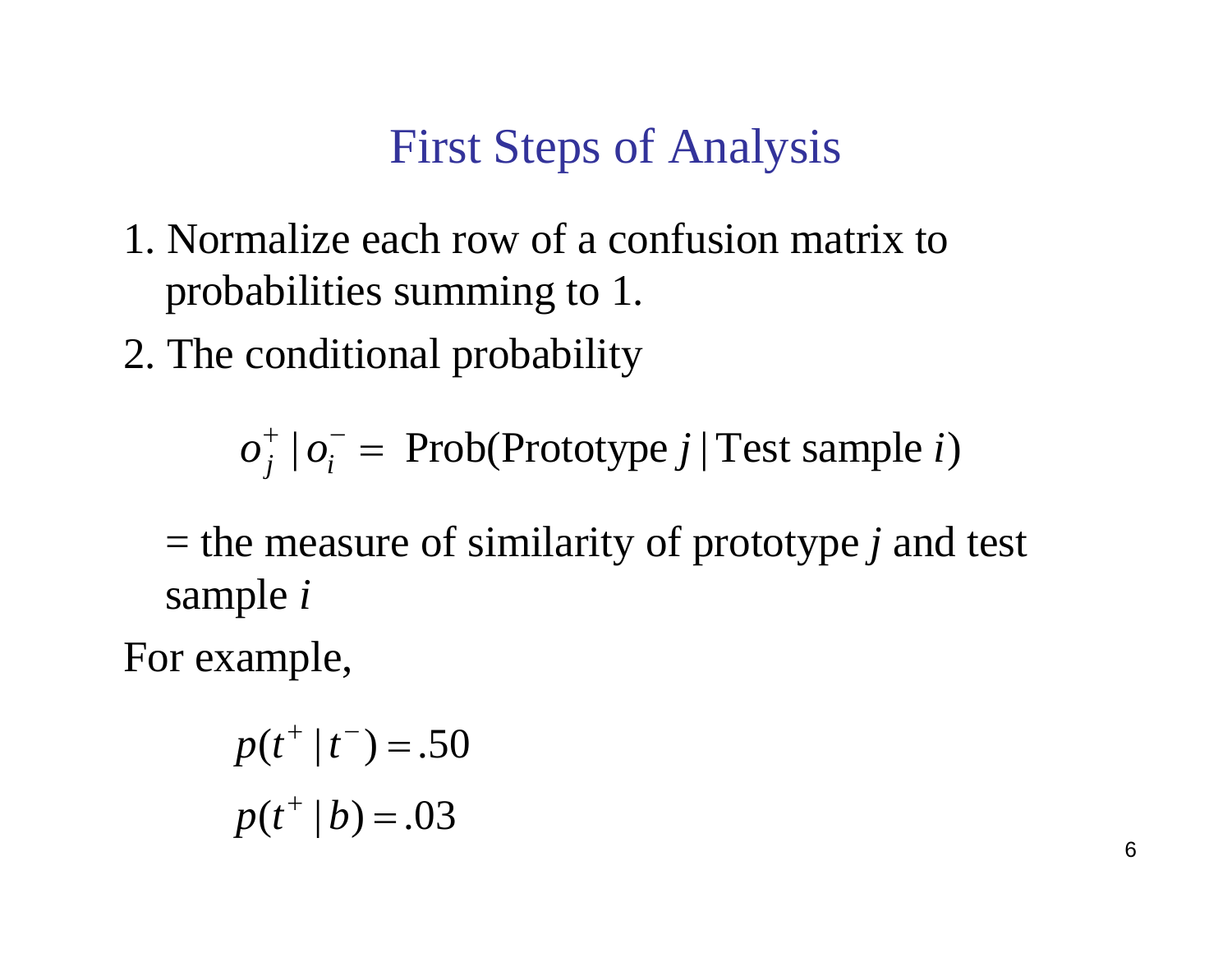# First Steps of Analysis

1. Normalize each row of a confusion matrix to probabilities summing to 1.
2. The conditional probability

$$o_j^+ \mid o_i^- = \text{ Prob(Prototype } j \mid \text{Test sample } i\text{)}$$

= the measure of similarity of prototype *j* and test sample *i*

For example,

$$p(t^+ \mid t^-) = .50$$

$$p(t^+ \mid b) = .03$$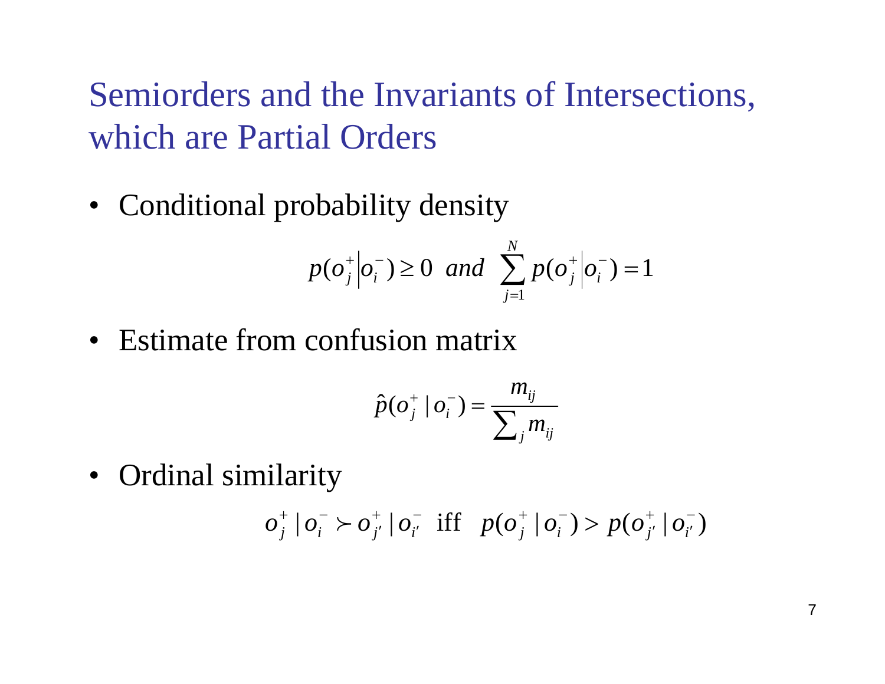# Semiorders and the Invariants of Intersections, which are Partial Orders

- Conditional probability density

$$p(o_j^+ \middle| o_i^-) \geq 0 \;\; and \;\; \sum_{j=1}^{N} p(o_j^+ \middle| o_i^-) = 1$$

- Estimate from confusion matrix

$$\hat{p}(o_j^+ \mid o_i^-) = \frac{m_{ij}}{\sum_j m_{ij}}$$

- Ordinal similarity

$$o_j^+ \mid o_i^- \succ o_{j'}^+ \mid o_{i'}^- \;\; \text{iff} \;\; p(o_j^+ \mid o_i^-) > p(o_{j'}^+ \mid o_{i'}^-)$$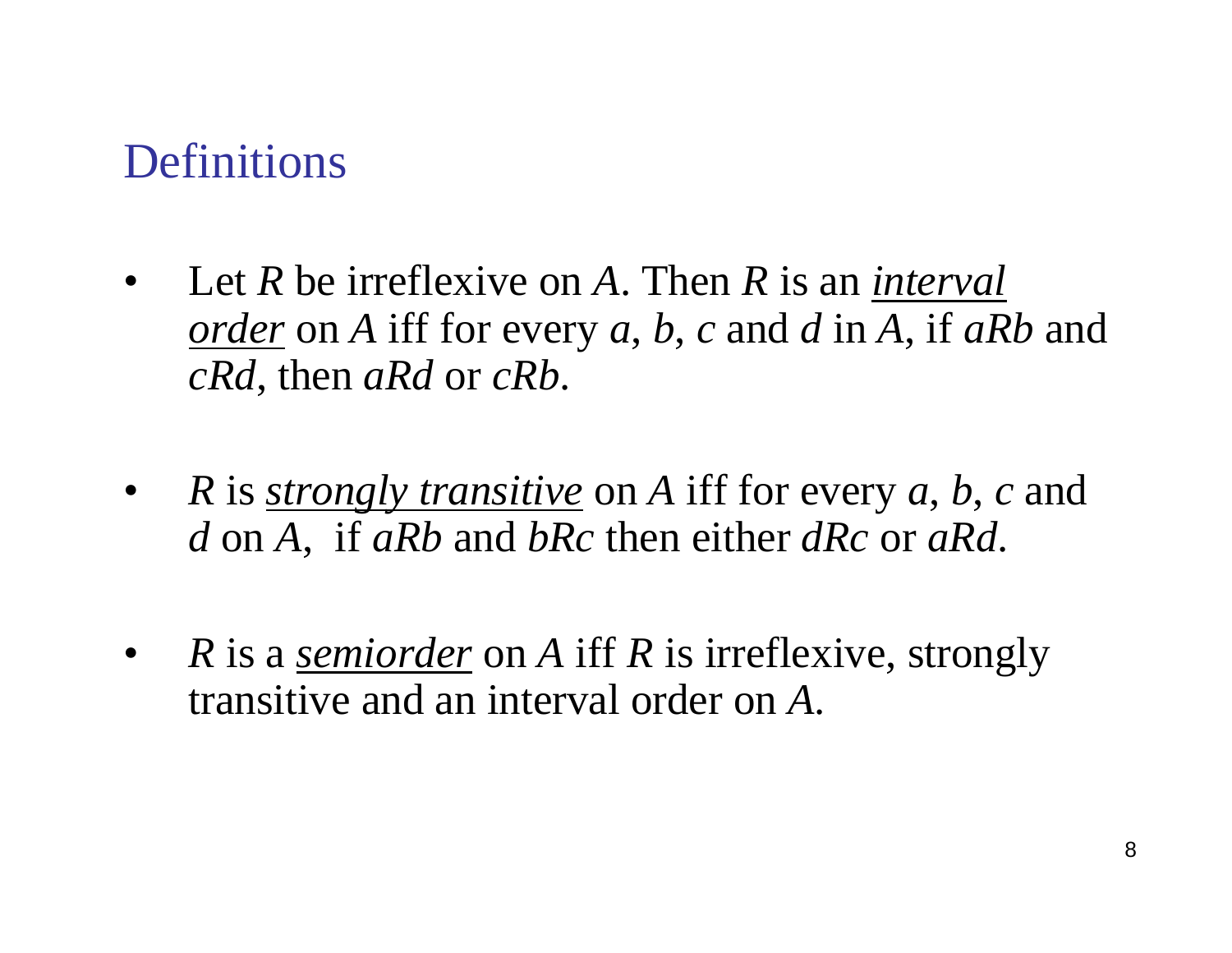# Definitions

- Let $R$ be irreflexive on $A$. Then $R$ is an ***interval order*** on $A$ iff for every $a$, $b$, $c$ and $d$ in $A$, if $aRb$ and $cRd$, then $aRd$ or $cRb$.

- $R$ is ***strongly transitive*** on $A$ iff for every $a$, $b$, $c$ and $d$ on $A$, if $aRb$ and $bRc$ then either $dRc$ or $aRd$.

- $R$ is a ***semiorder*** on $A$ iff $R$ is irreflexive, strongly transitive and an interval order on $A$.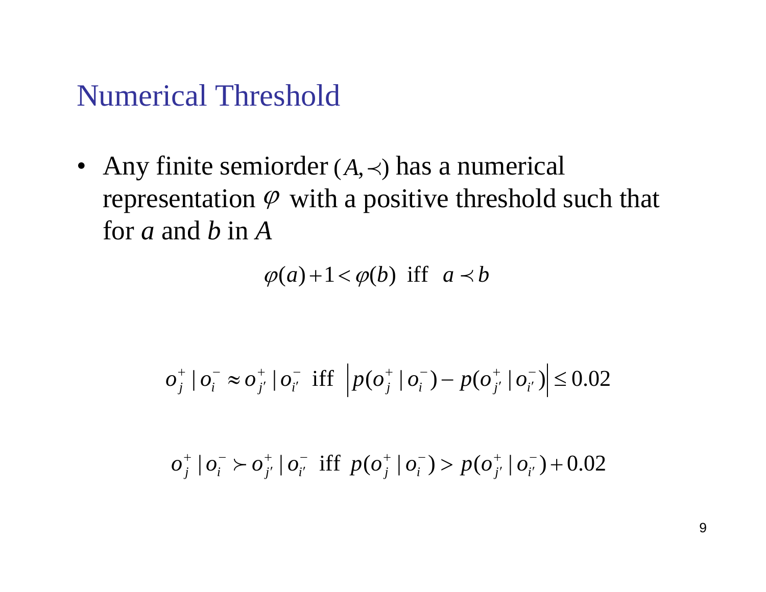# Numerical Threshold

- Any finite semiorder $(A, \prec)$ has a numerical representation $\varphi$ with a positive threshold such that for $a$ and $b$ in $A$

$$\varphi(a) + 1 < \varphi(b) \text{ iff } a \prec b$$

$$o_j^+ \mid o_i^- \approx o_{j'}^+ \mid o_{i'}^- \text{ iff } \left| p(o_j^+ \mid o_i^-) - p(o_{j'}^+ \mid o_{i'}^-) \right| \leq 0.02$$

$$o_j^+ \mid o_i^- \succ o_{j'}^+ \mid o_{i'}^- \text{ iff } p(o_j^+ \mid o_i^-) > p(o_{j'}^+ \mid o_{i'}^-) + 0.02$$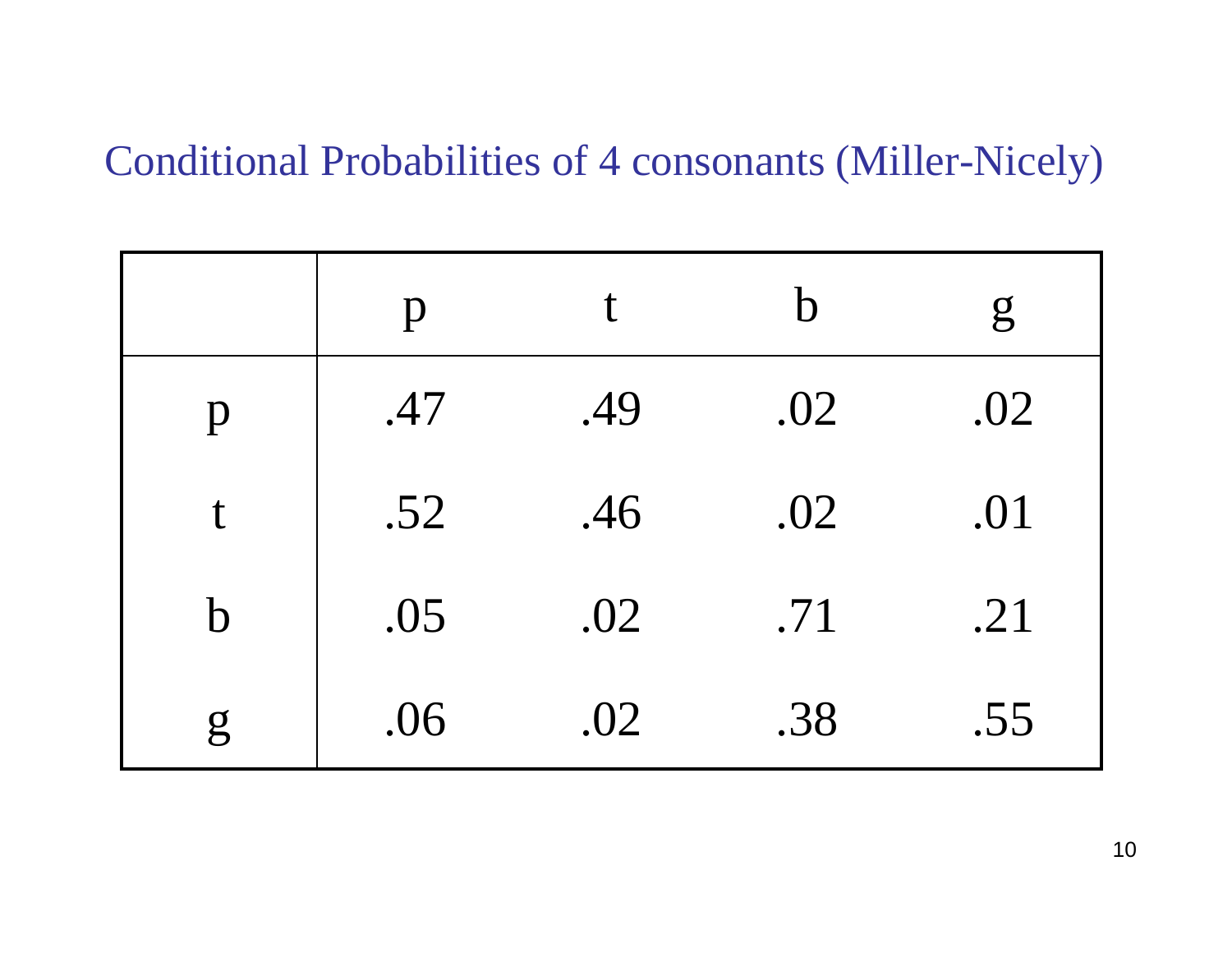# Conditional Probabilities of 4 consonants (Miller-Nicely)

| | p | t | b | g |
|---|---|---|---|---|
| p | .47 | .49 | .02 | .02 |
| t | .52 | .46 | .02 | .01 |
| b | .05 | .02 | .71 | .21 |
| g | .06 | .02 | .38 | .55 |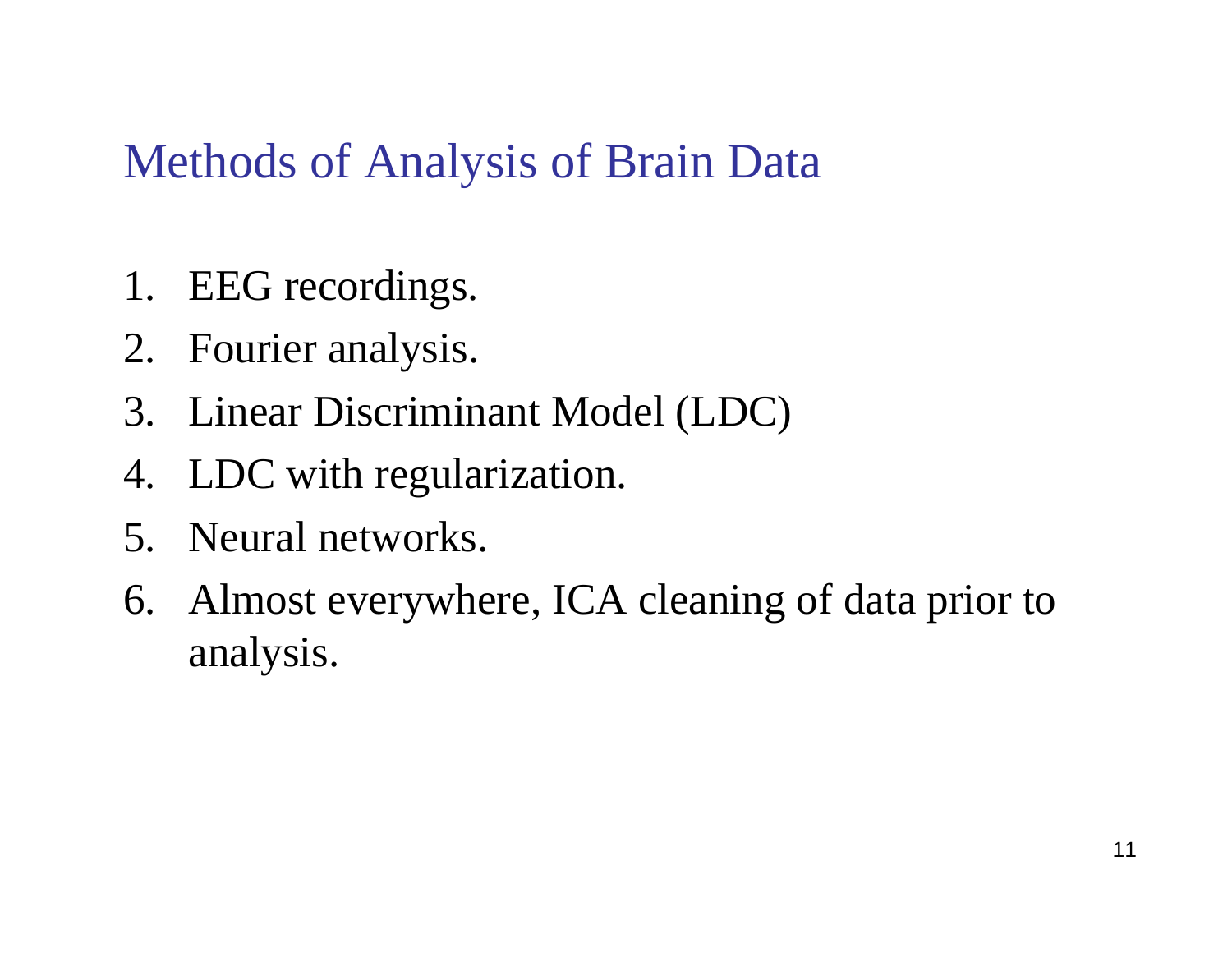# Methods of Analysis of Brain Data

1. EEG recordings.
2. Fourier analysis.
3. Linear Discriminant Model (LDC)
4. LDC with regularization.
5. Neural networks.
6. Almost everywhere, ICA cleaning of data prior to analysis.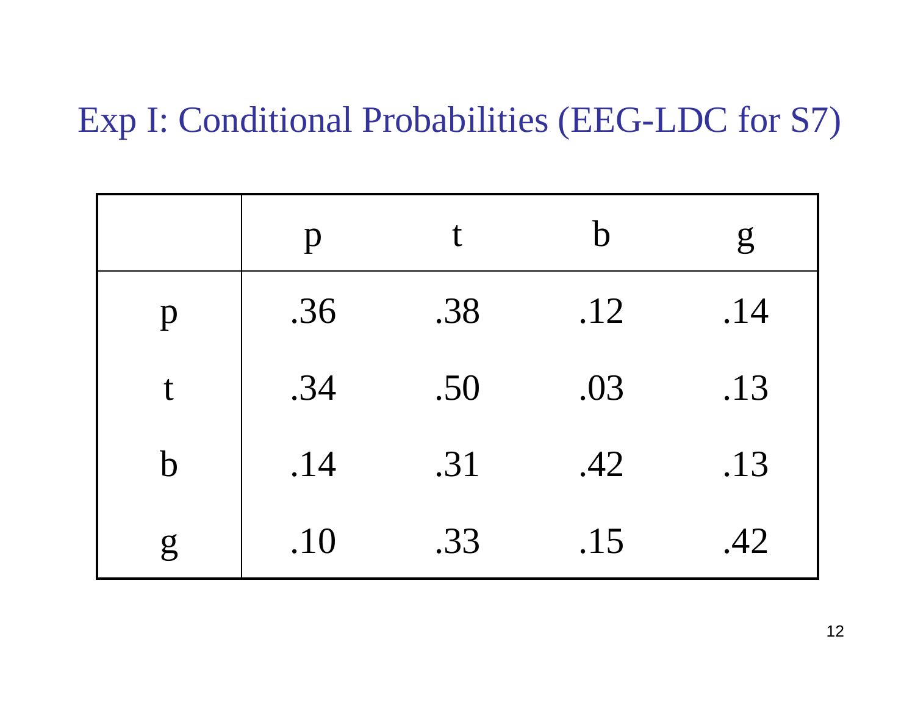# Exp I: Conditional Probabilities (EEG-LDC for S7)

| | p | t | b | g |
|---|---|---|---|---|
| p | .36 | .38 | .12 | .14 |
| t | .34 | .50 | .03 | .13 |
| b | .14 | .31 | .42 | .13 |
| g | .10 | .33 | .15 | .42 |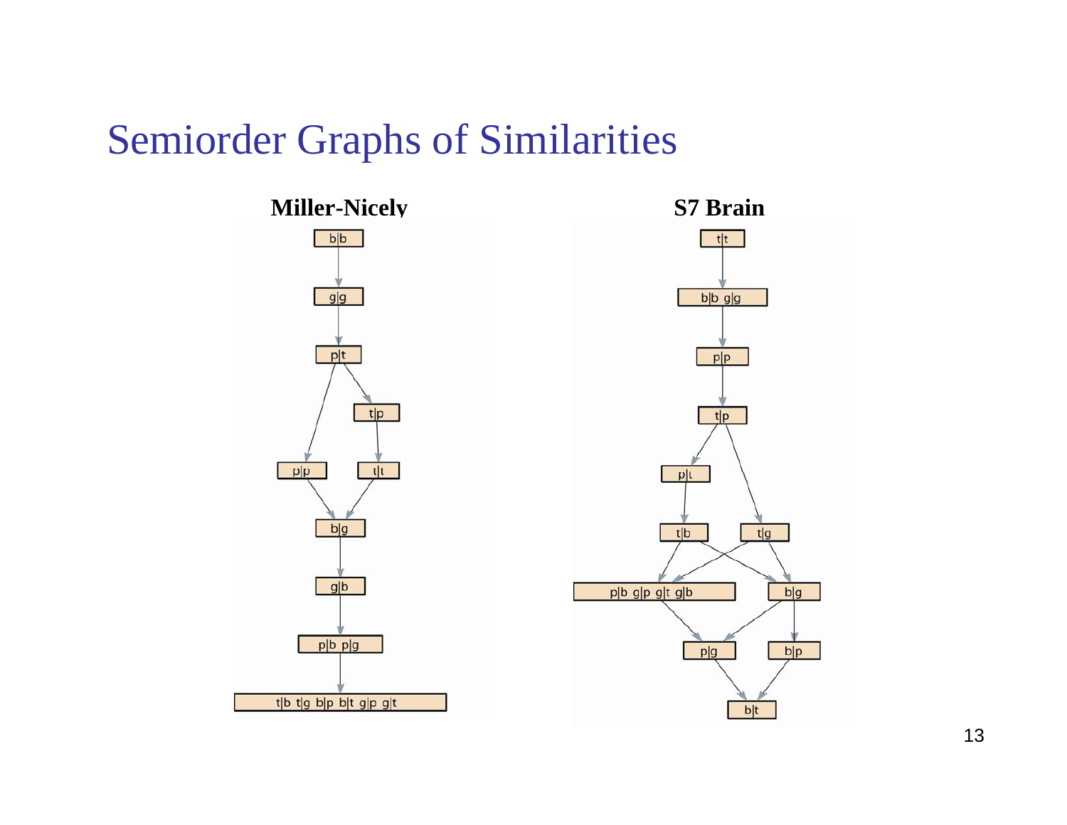# Semiorder Graphs of Similarities

**Miller-Nicely**

**S7 Brain**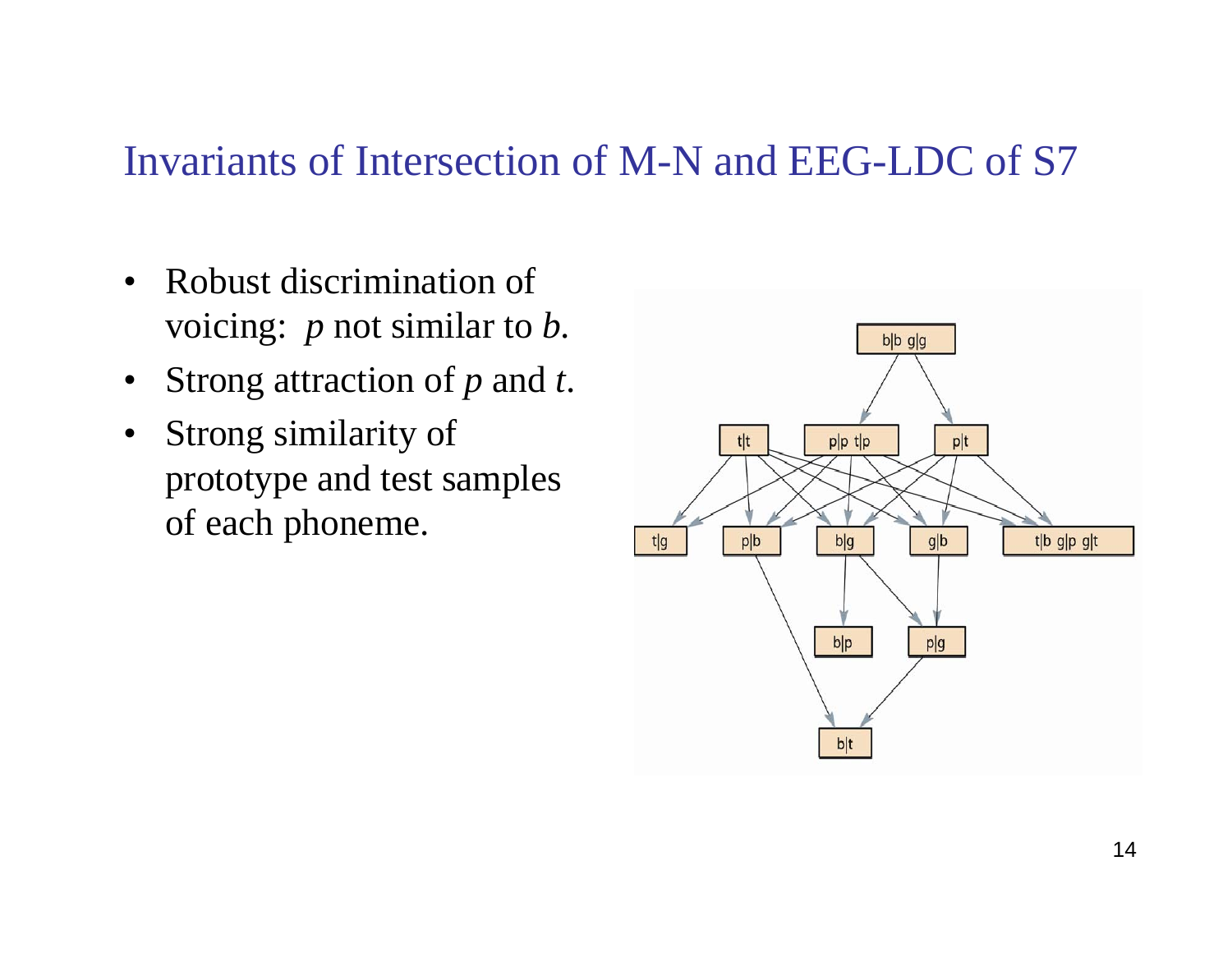# Invariants of Intersection of M-N and EEG-LDC of S7

- Robust discrimination of voicing: *p* not similar to *b*.
- Strong attraction of *p* and *t*.
- Strong similarity of prototype and test samples of each phoneme.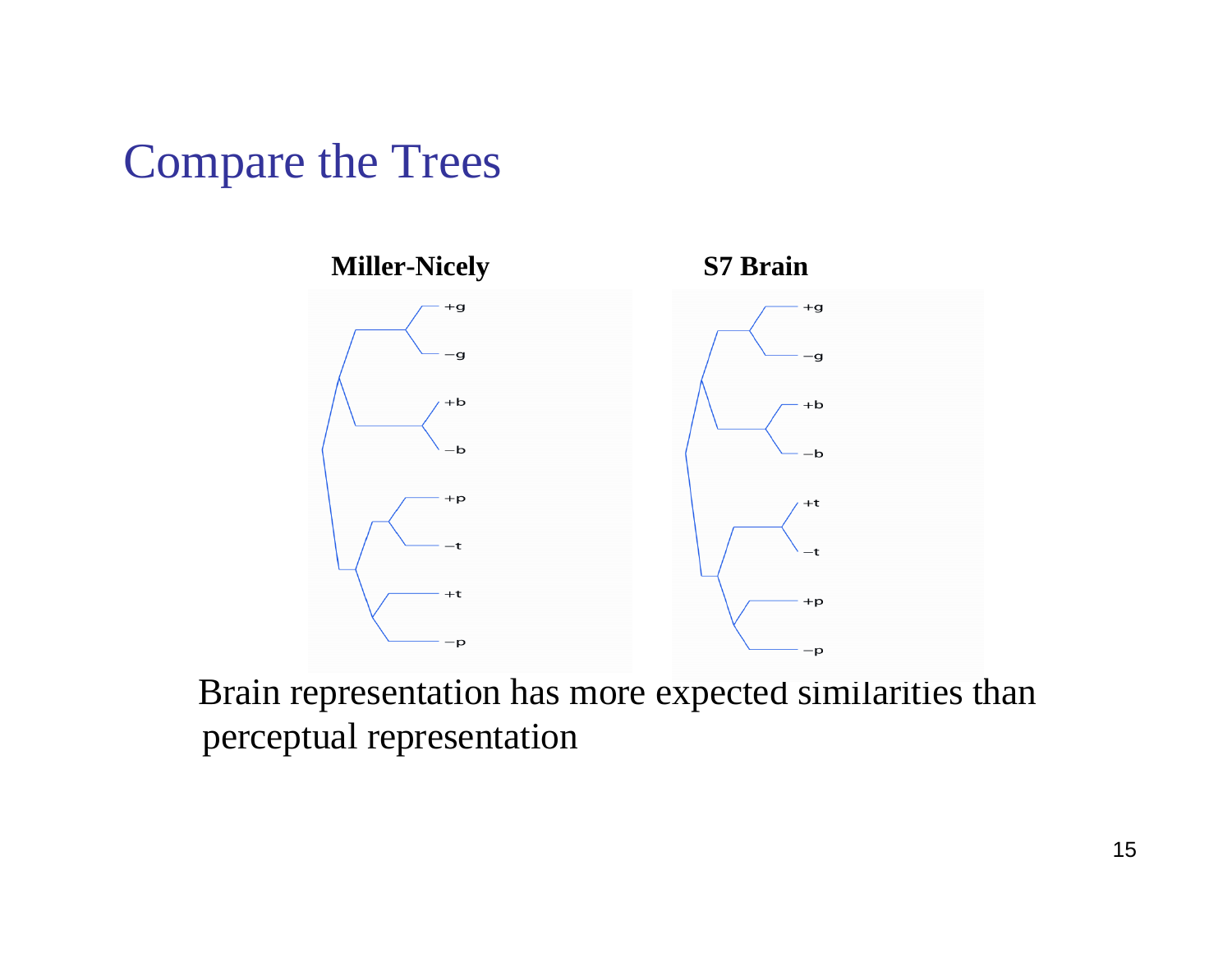# Compare the Trees

**Miller-Nicely** **S7 Brain**

Brain representation has more expected similarities than perceptual representation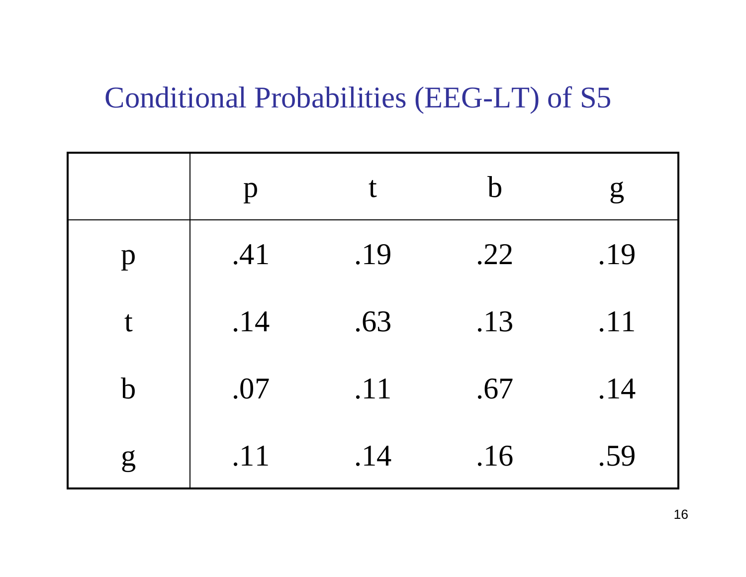# Conditional Probabilities (EEG-LT) of S5

| | p | t | b | g |
|---|---|---|---|---|
| p | .41 | .19 | .22 | .19 |
| t | .14 | .63 | .13 | .11 |
| b | .07 | .11 | .67 | .14 |
| g | .11 | .14 | .16 | .59 |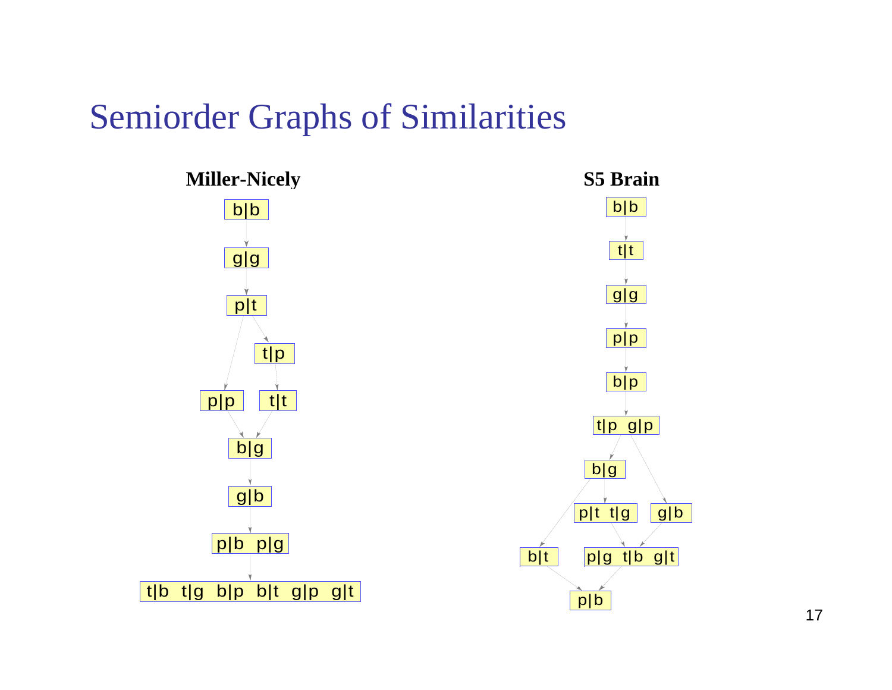# Semiorder Graphs of Similarities

**Miller-Nicely**

b|b

g|g

p|t

t|p

p|p    t|t

b|g

g|b

p|b  p|g

t|b  t|g  b|p  b|t  g|p  g|t

**S5 Brain**

b|b

t|t

g|g

p|p

b|p

t|p  g|p

b|g

p|t  t|g    g|b

b|t    p|g  t|b  g|t

p|b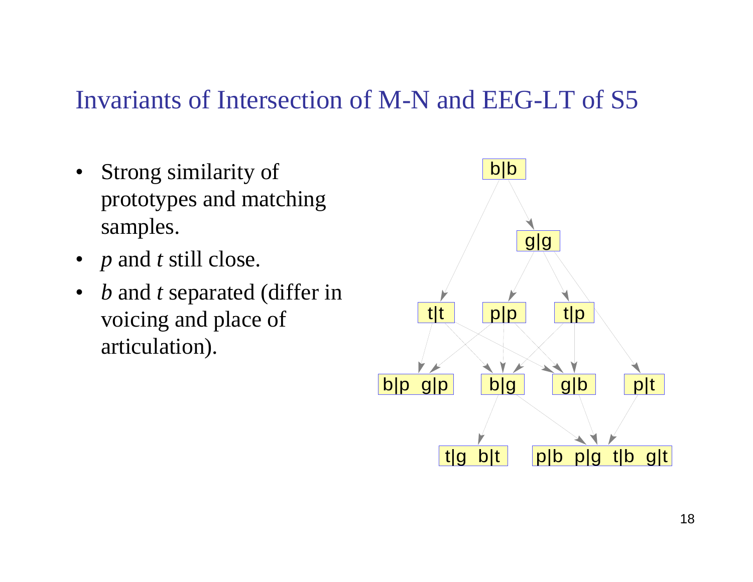# Invariants of Intersection of M-N and EEG-LT of S5

- Strong similarity of prototypes and matching samples.
- *p* and *t* still close.
- *b* and *t* separated (differ in voicing and place of articulation).

b|b

g|g

t|t p|p t|p

b|p g|p b|g g|b p|t

t|g b|t p|b p|g t|b g|t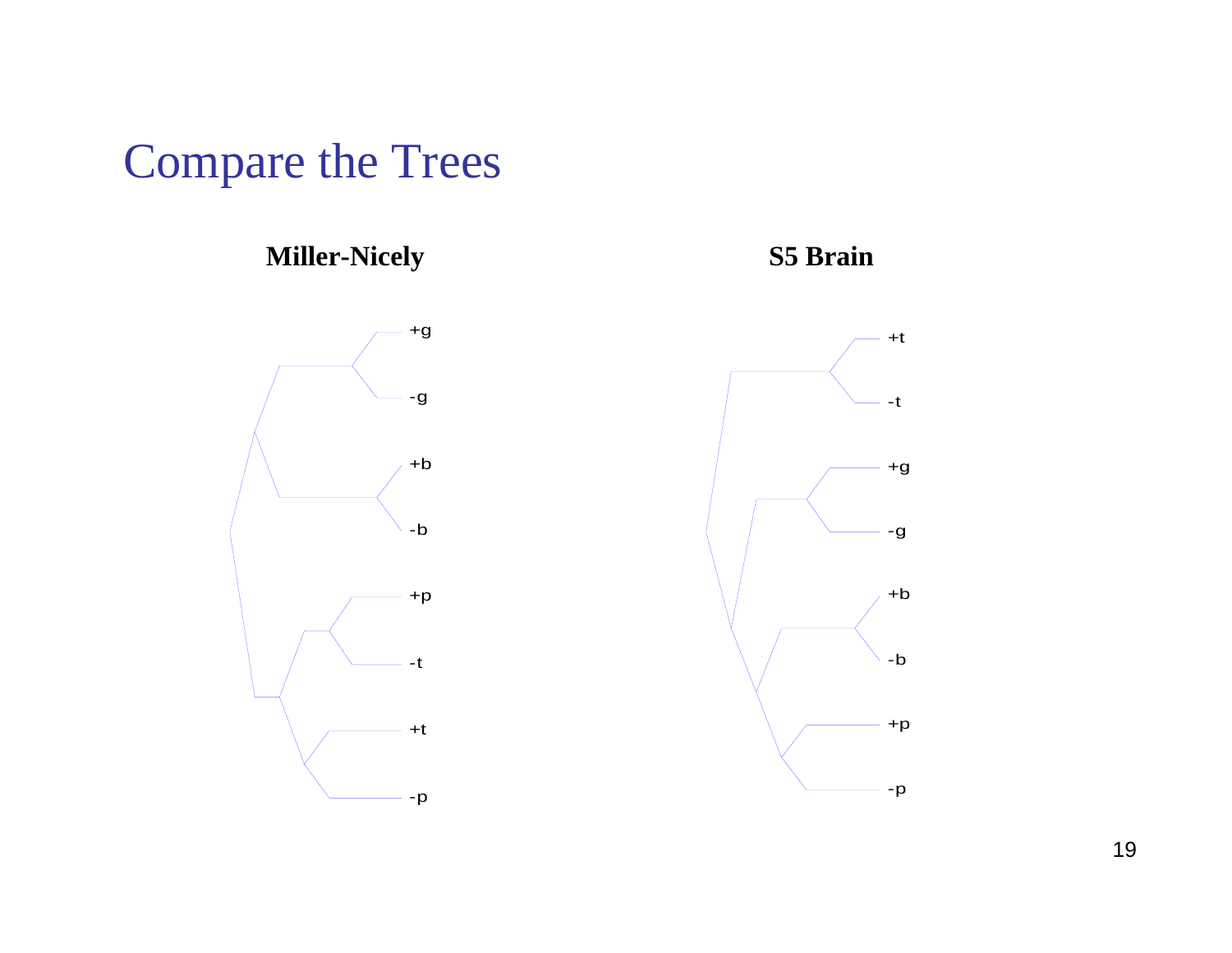# Compare the Trees

**Miller-Nicely**

+g
-g
+b
-b
+p
-t
+t
-p

**S5 Brain**

+t
-t
+g
-g
+b
-b
+p
-p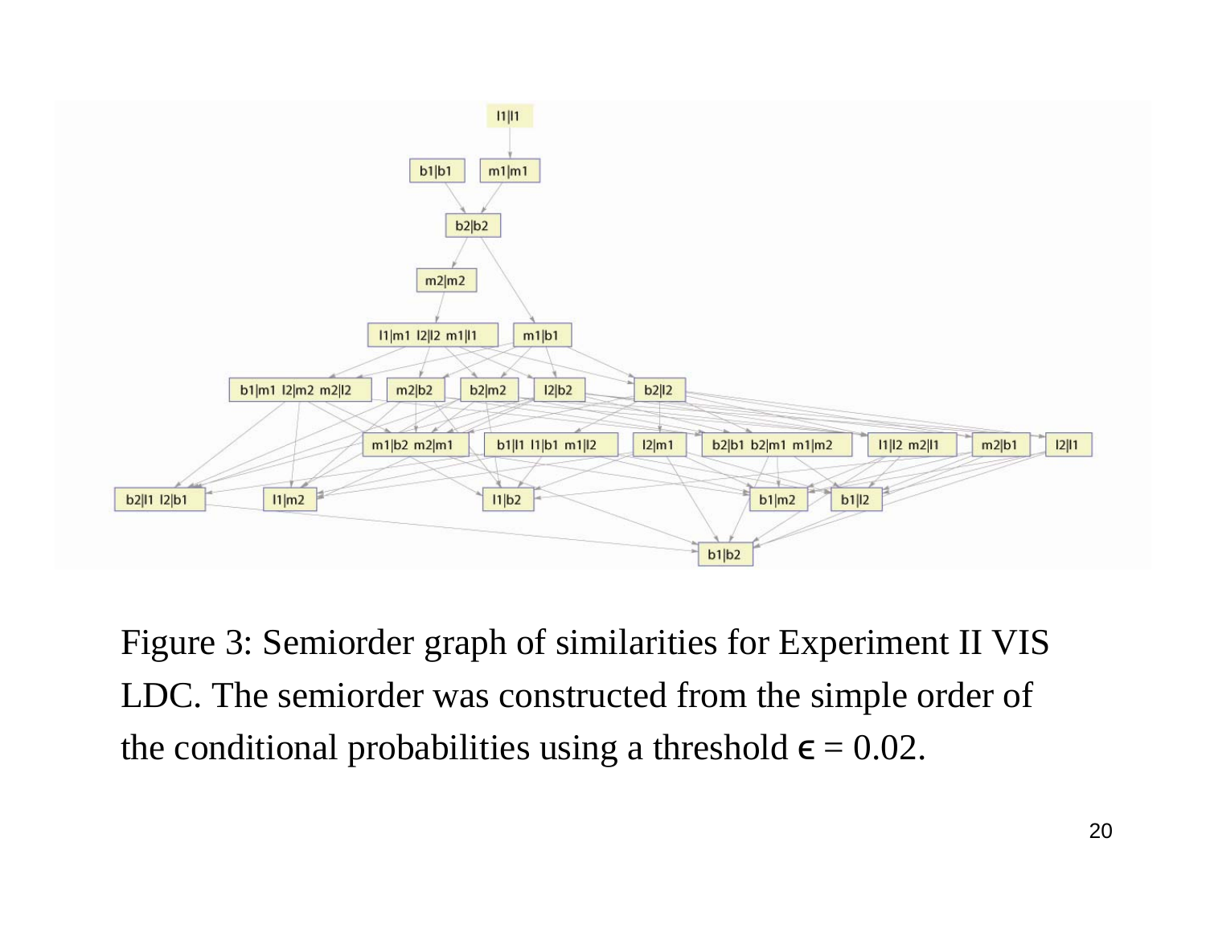Figure 3: Semiorder graph of similarities for Experiment II VIS LDC. The semiorder was constructed from the simple order of the conditional probabilities using a threshold $\epsilon = 0.02$.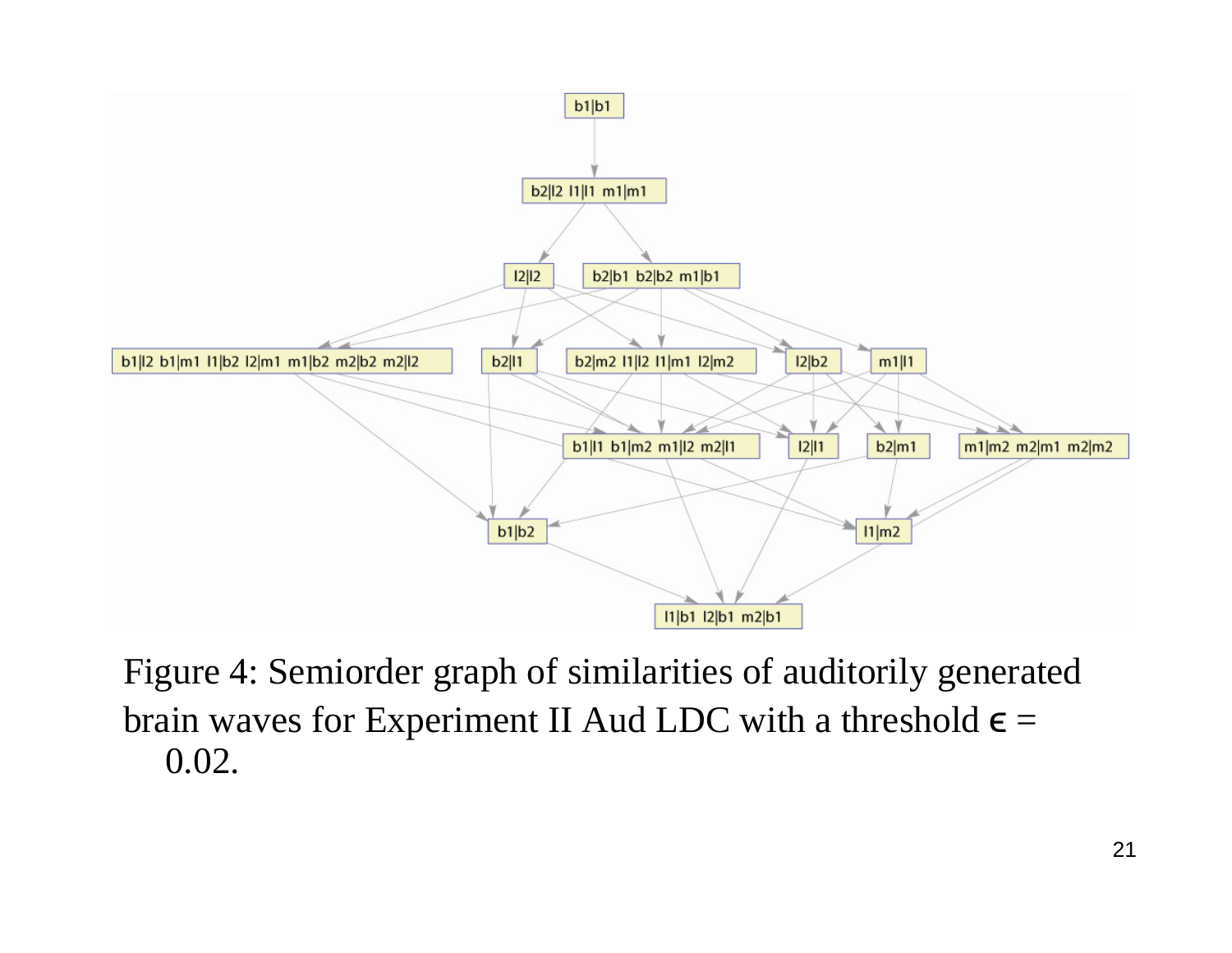Figure 4: Semiorder graph of similarities of auditorily generated brain waves for Experiment II Aud LDC with a threshold $\epsilon = 0.02$.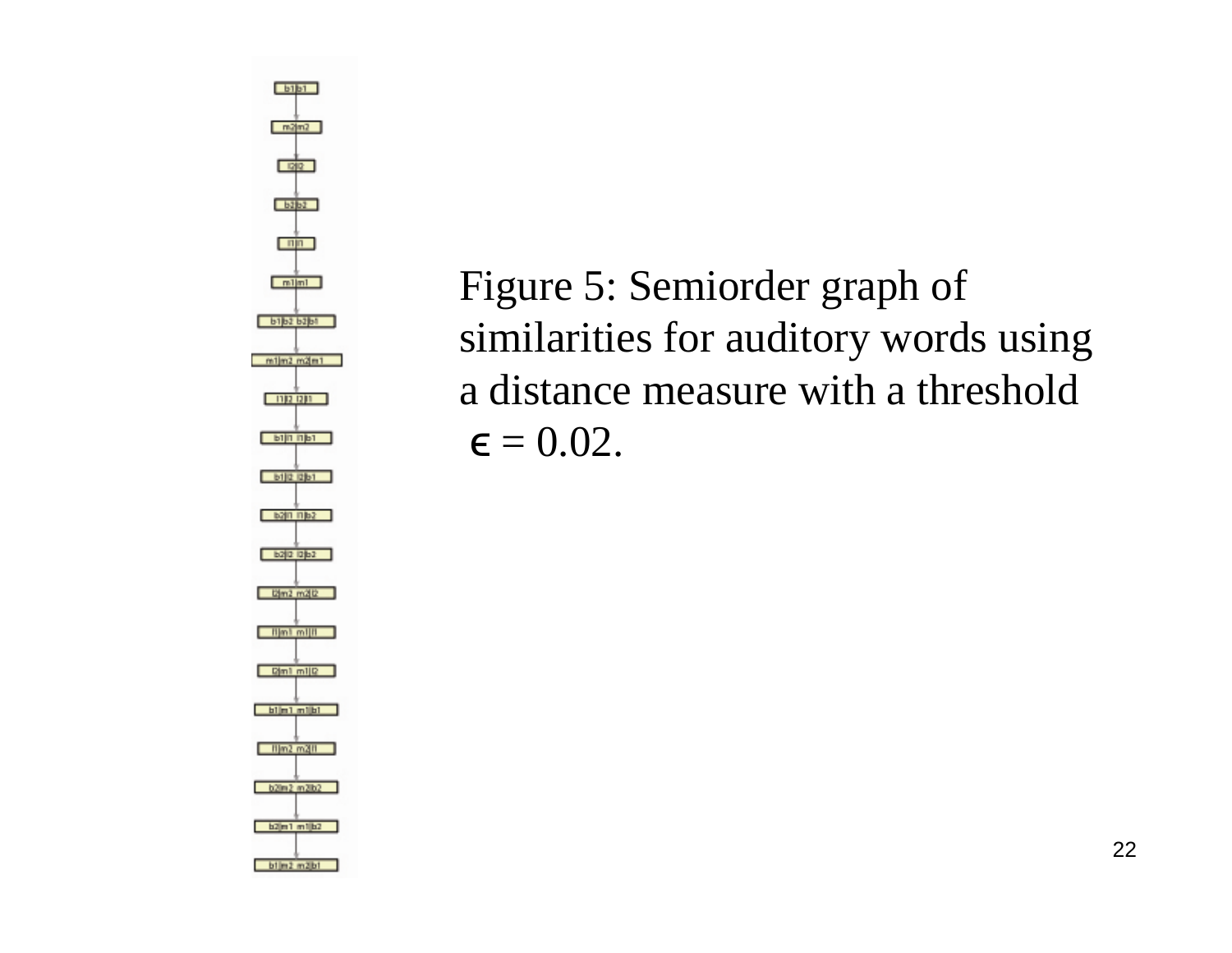Figure 5: Semiorder graph of similarities for auditory words using a distance measure with a threshold $\epsilon = 0.02$.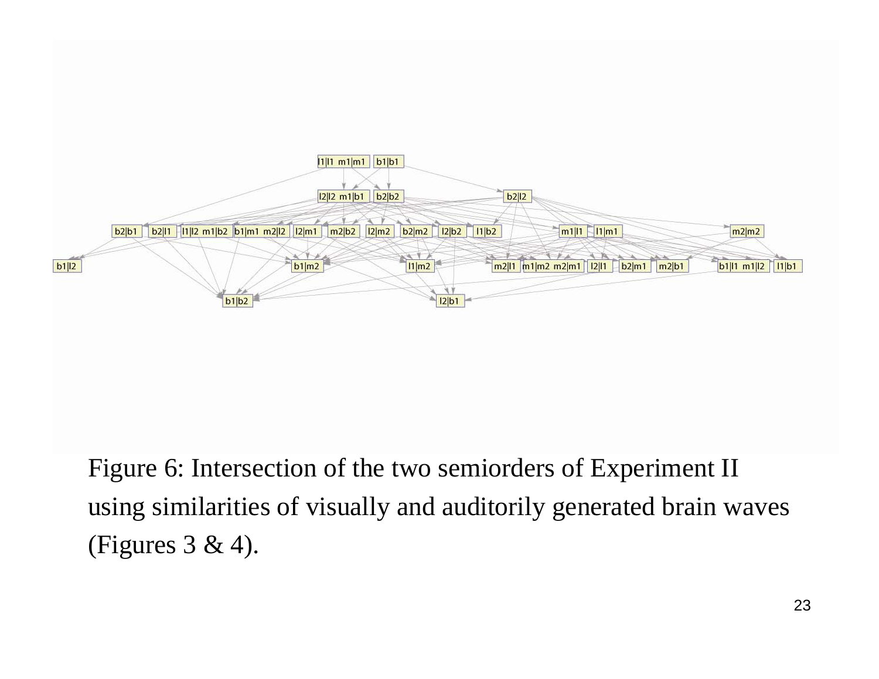Figure 6: Intersection of the two semiorders of Experiment II using similarities of visually and auditorily generated brain waves (Figures 3 & 4).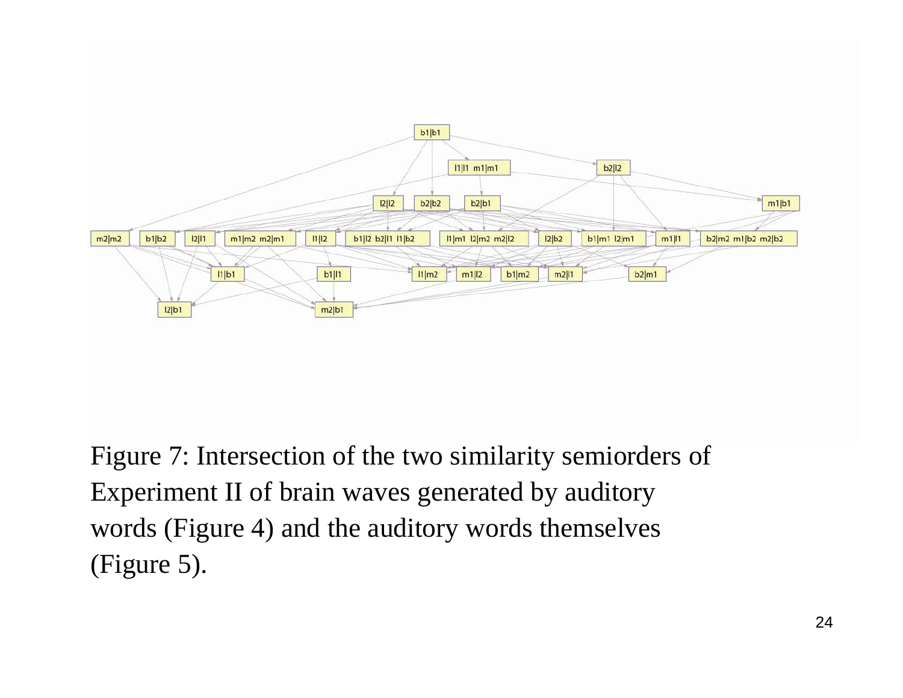Figure 7: Intersection of the two similarity semiorders of Experiment II of brain waves generated by auditory words (Figure 4) and the auditory words themselves (Figure 5).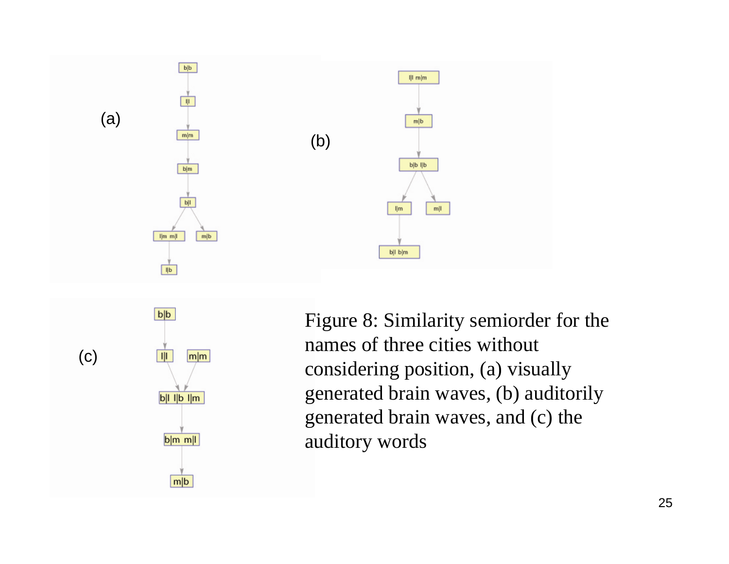(a)

(b)

(c)

Figure 8: Similarity semiorder for the names of three cities without considering position, (a) visually generated brain waves, (b) auditorily generated brain waves, and (c) the auditory words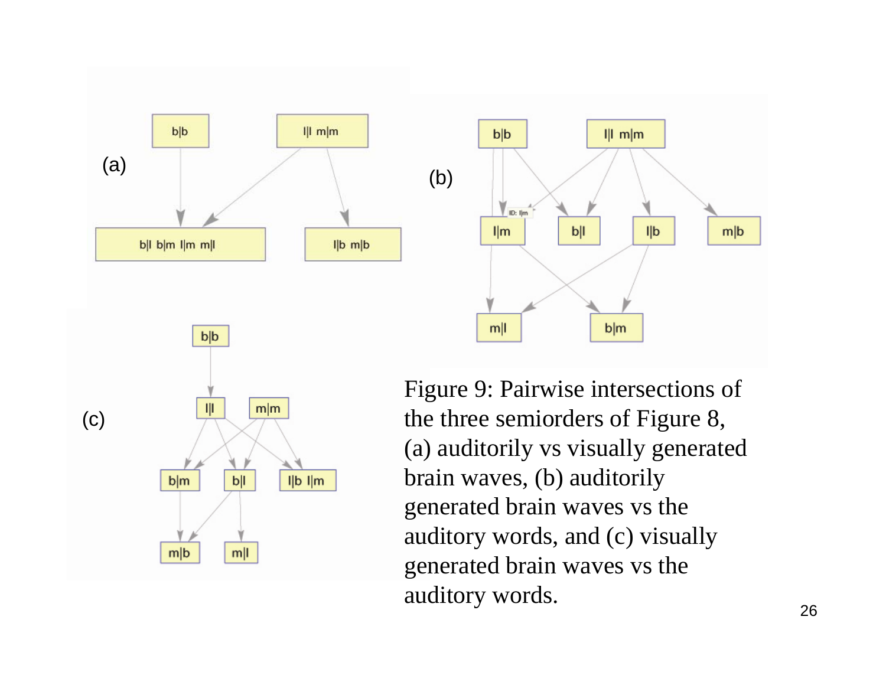Figure 9: Pairwise intersections of the three semiorders of Figure 8, (a) auditorily vs visually generated brain waves, (b) auditorily generated brain waves vs the auditory words, and (c) visually generated brain waves vs the auditory words.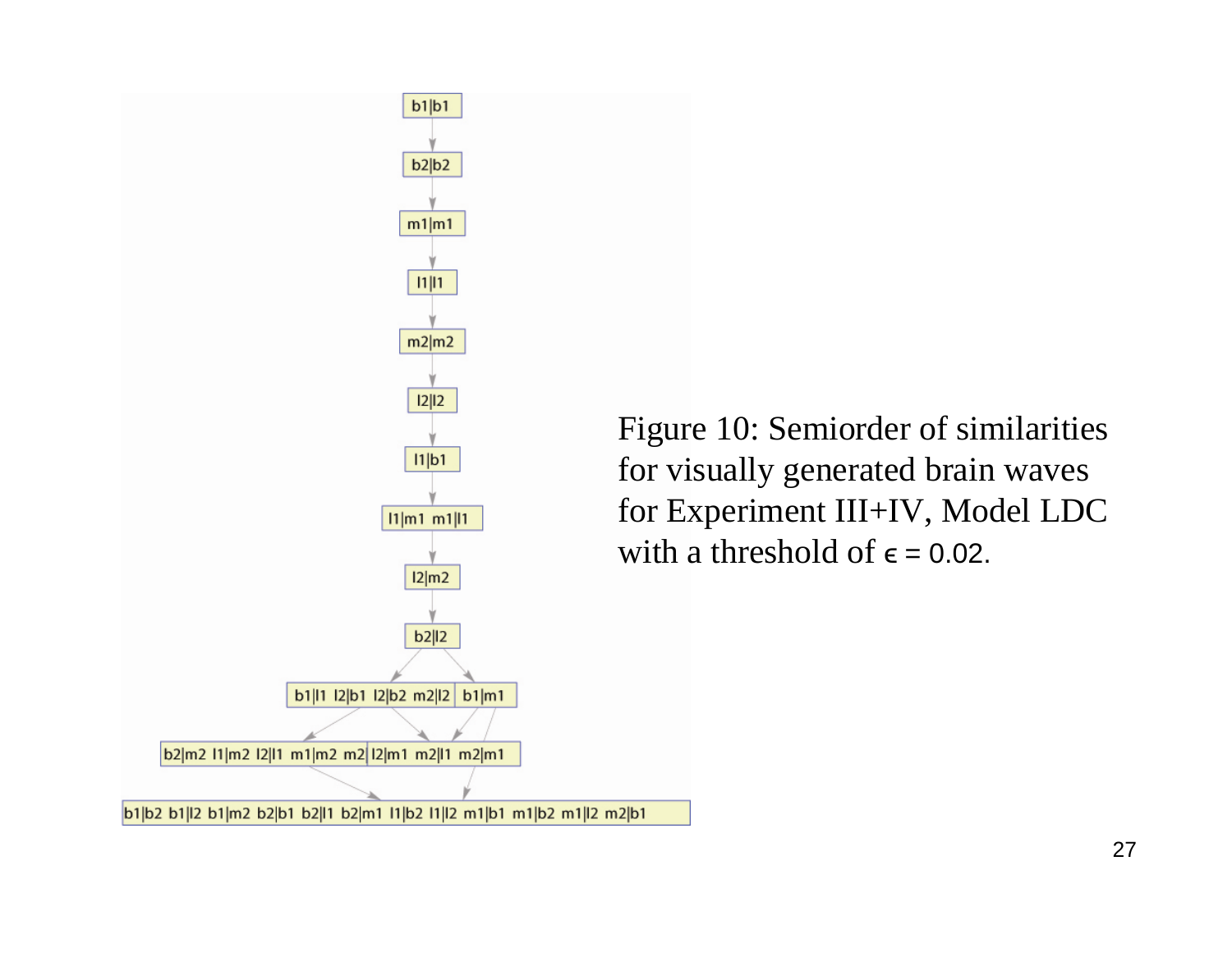Figure 10: Semiorder of similarities for visually generated brain waves for Experiment III+IV, Model LDC with a threshold of $\epsilon = 0.02$.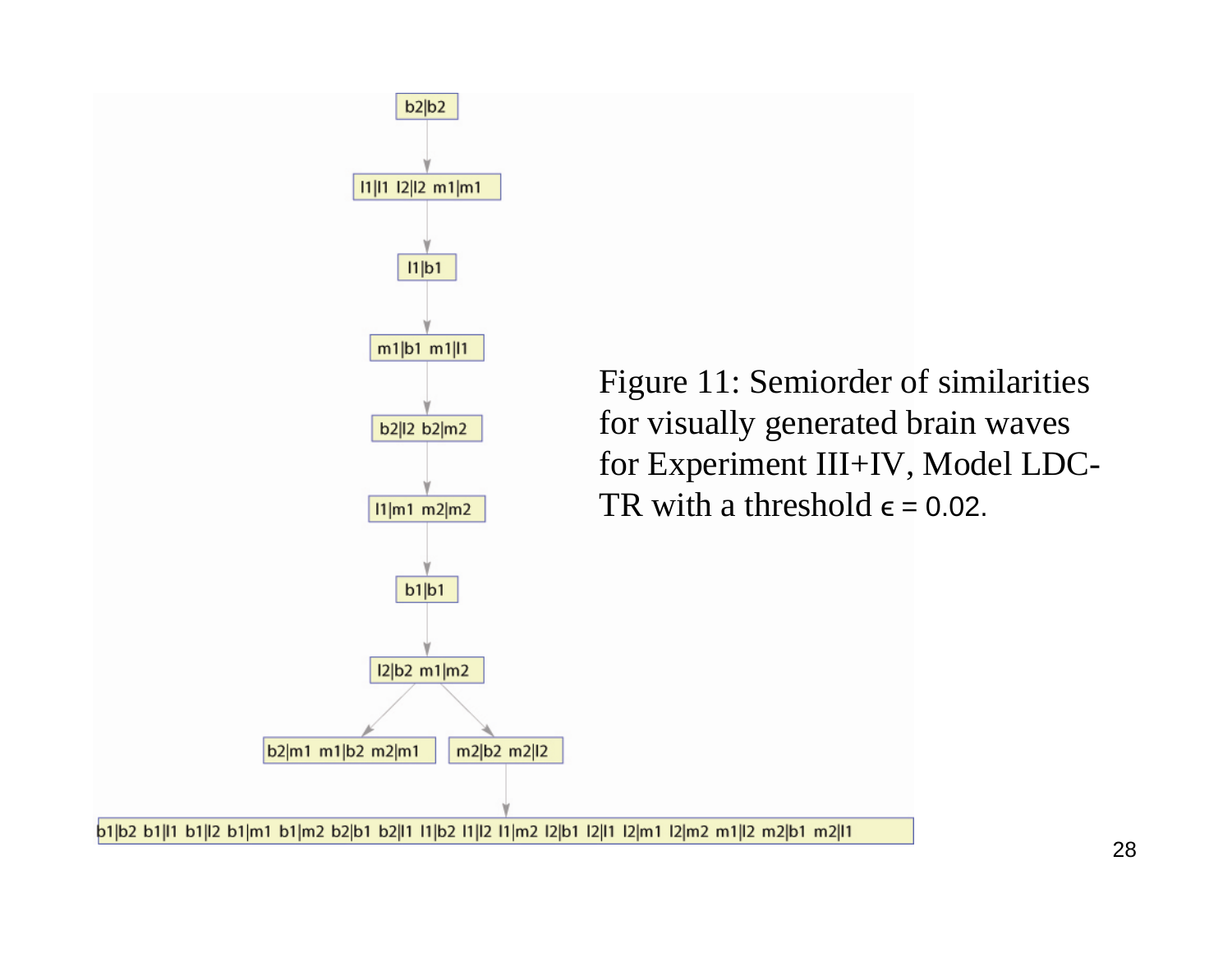b2|b2

l1|l1 l2|l2 m1|m1

l1|b1

m1|b1 m1|l1

b2|l2 b2|m2

l1|m1 m2|m2

b1|b1

l2|b2 m1|m2

b2|m1 m1|b2 m2|m1

m2|b2 m2|l2

b1|b2 b1|l1 b1|l2 b1|m1 b1|m2 b2|b1 b2|l1 l1|b2 l1|l2 l1|m2 l2|b1 l2|l1 l2|m1 l2|m2 m1|l2 m2|b1 m2|l1

Figure 11: Semiorder of similarities for visually generated brain waves for Experiment III+IV, Model LDC-TR with a threshold $\epsilon = 0.02$.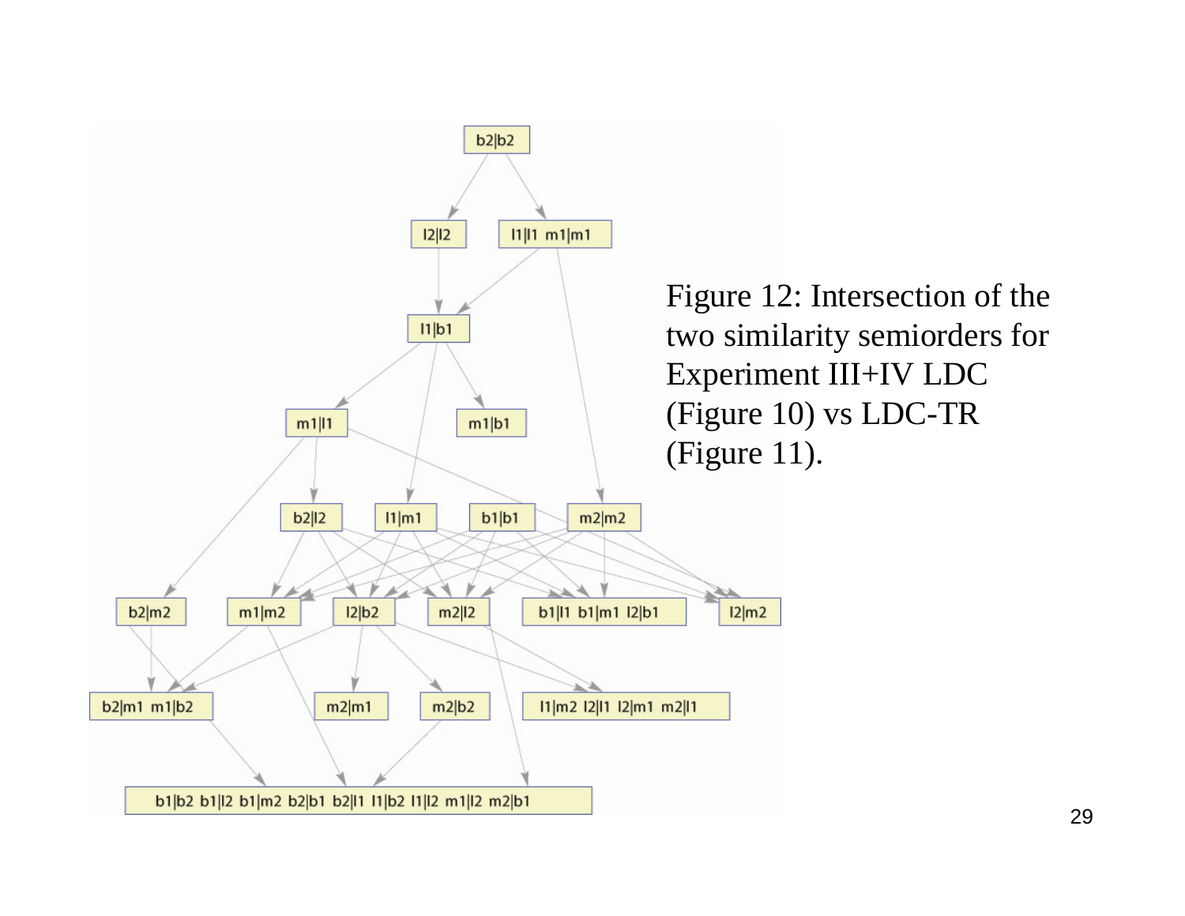b2|b2

l2|l2

l1|l1 m1|m1

l1|b1

m1|l1

m1|b1

b2|l2

l1|m1

b1|b1

m2|m2

b2|m2

m1|m2

l2|b2

m2|l2

b1|l1 b1|m1 l2|b1

l2|m2

b2|m1 m1|b2

m2|m1

m2|b2

l1|m2 l2|l1 l2|m1 m2|l1

b1|b2 b1|l2 b1|m2 b2|b1 b2|l1 l1|b2 l1|l2 m1|l2 m2|b1

Figure 12: Intersection of the two similarity semiorders for Experiment III+IV LDC (Figure 10) vs LDC-TR (Figure 11).